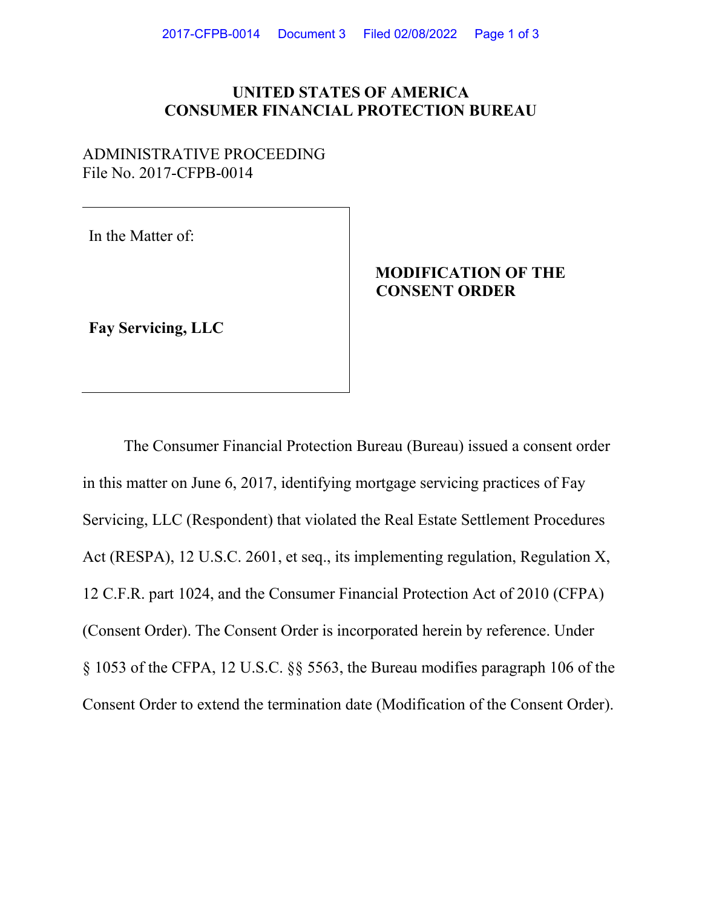# UNITED STATES OF AMERICA
# CONSUMER FINANCIAL PROTECTION BUREAU

ADMINISTRATIVE PROCEEDING
File No. 2017-CFPB-0014

In the Matter of:

**Fay Servicing, LLC**

**MODIFICATION OF THE CONSENT ORDER**

The Consumer Financial Protection Bureau (Bureau) issued a consent order in this matter on June 6, 2017, identifying mortgage servicing practices of Fay Servicing, LLC (Respondent) that violated the Real Estate Settlement Procedures Act (RESPA), 12 U.S.C. 2601, et seq., its implementing regulation, Regulation X, 12 C.F.R. part 1024, and the Consumer Financial Protection Act of 2010 (CFPA) (Consent Order). The Consent Order is incorporated herein by reference. Under § 1053 of the CFPA, 12 U.S.C. §§ 5563, the Bureau modifies paragraph 106 of the Consent Order to extend the termination date (Modification of the Consent Order).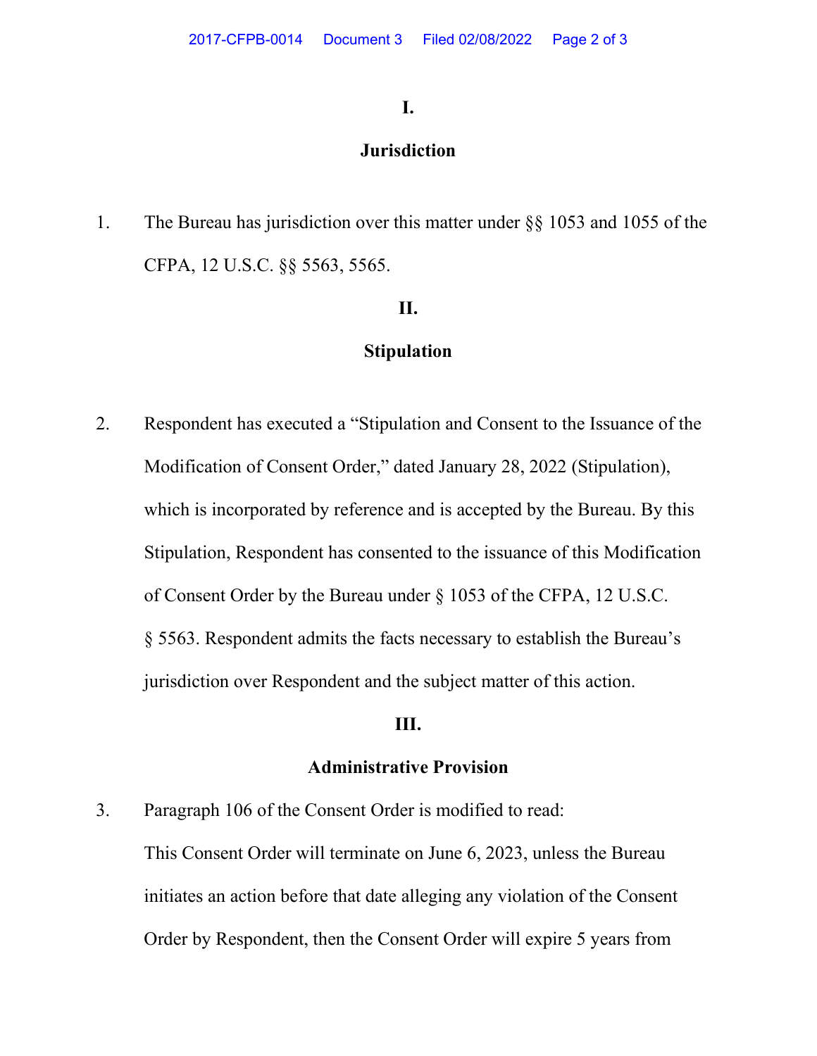# I.

## Jurisdiction

1. The Bureau has jurisdiction over this matter under §§ 1053 and 1055 of the CFPA, 12 U.S.C. §§ 5563, 5565.

# II.

## Stipulation

2. Respondent has executed a "Stipulation and Consent to the Issuance of the Modification of Consent Order," dated January 28, 2022 (Stipulation), which is incorporated by reference and is accepted by the Bureau. By this Stipulation, Respondent has consented to the issuance of this Modification of Consent Order by the Bureau under § 1053 of the CFPA, 12 U.S.C. § 5563. Respondent admits the facts necessary to establish the Bureau's jurisdiction over Respondent and the subject matter of this action.

# III.

## Administrative Provision

3. Paragraph 106 of the Consent Order is modified to read:

   This Consent Order will terminate on June 6, 2023, unless the Bureau initiates an action before that date alleging any violation of the Consent Order by Respondent, then the Consent Order will expire 5 years from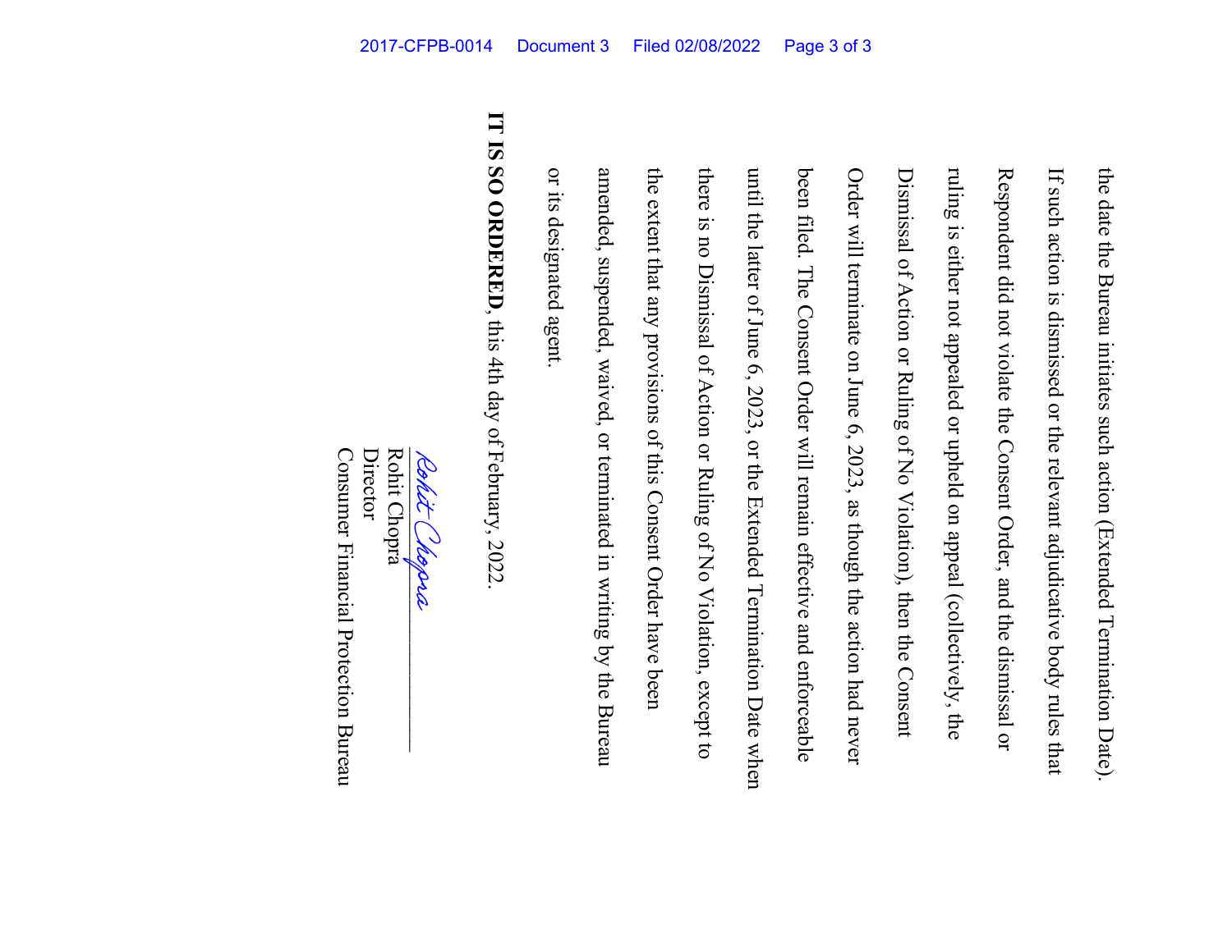the date the Bureau initiates such action (Extended Termination Date). If such action is dismissed or the relevant adjudicative body rules that Respondent did not violate the Consent Order, and the dismissal or ruling is either not appealed or upheld on appeal (collectively, the Dismissal of Action or Ruling of No Violation), then the Consent Order will terminate on June 6, 2023, as though the action had never been filed. The Consent Order will remain effective and enforceable until the latter of June 6, 2023, or the Extended Termination Date when there is no Dismissal of Action or Ruling of No Violation, except to the extent that any provisions of this Consent Order have been amended, suspended, waived, or terminated in writing by the Bureau or its designated agent.

**IT IS SO ORDERED**, this 4th day of February, 2022.

Rohit Chopra

Rohit Chopra
Director
Consumer Financial Protection Bureau